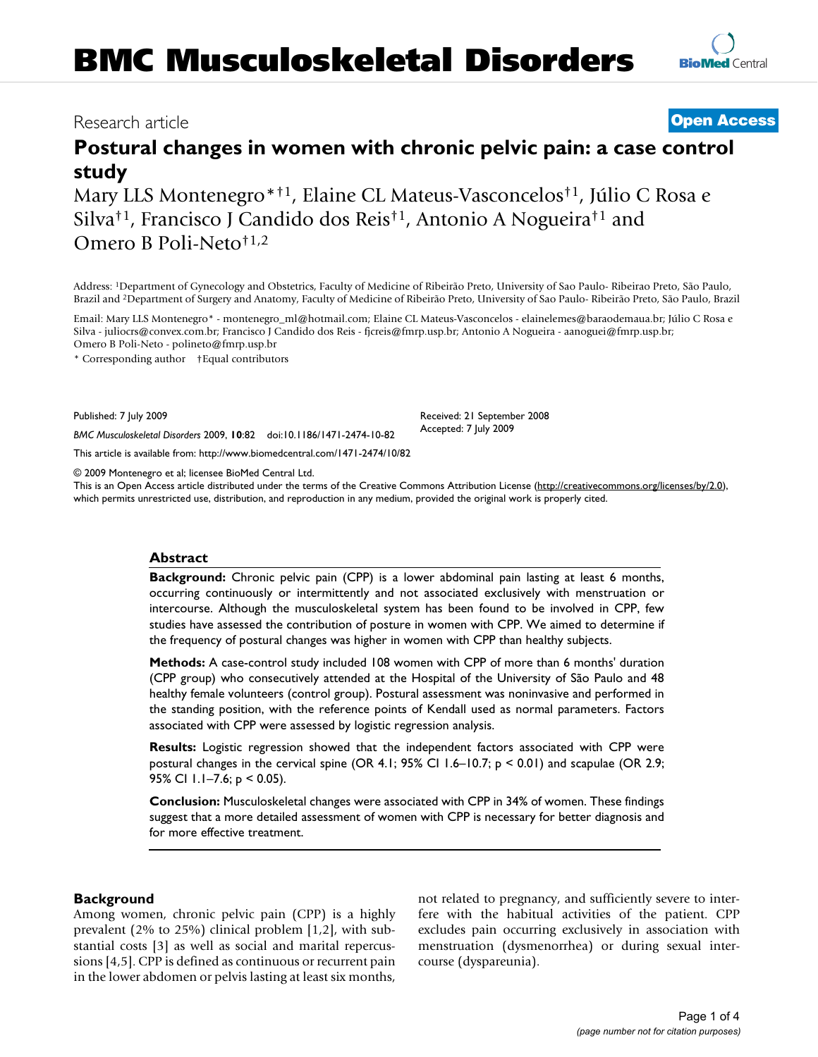Research article

**Open Access**

# Postural changes in women with chronic pelvic pain: a case control study

Mary LLS Montenegro*[†1], Elaine CL Mateus-Vasconcelos[†1], Júlio C Rosa e Silva[†1], Francisco J Candido dos Reis[†1], Antonio A Nogueira[†1] and Omero B Poli-Neto[†1,2]

Address: [1]Department of Gynecology and Obstetrics, Faculty of Medicine of Ribeirão Preto, University of Sao Paulo- Ribeirao Preto, São Paulo, Brazil and [2]Department of Surgery and Anatomy, Faculty of Medicine of Ribeirão Preto, University of Sao Paulo- Ribeirão Preto, São Paulo, Brazil

Email: Mary LLS Montenegro* - montenegro_ml@hotmail.com; Elaine CL Mateus-Vasconcelos - elainelemes@baraodemaua.br; Júlio C Rosa e Silva - juliocrs@convex.com.br; Francisco J Candido dos Reis - fjcreis@fmrp.usp.br; Antonio A Nogueira - aanoguei@fmrp.usp.br; Omero B Poli-Neto - polineto@fmrp.usp.br

* Corresponding author †Equal contributors

Published: 7 July 2009

*BMC Musculoskeletal Disorders* 2009, **10**:82 doi:10.1186/1471-2474-10-82

Received: 21 September 2008
Accepted: 7 July 2009

This article is available from: http://www.biomedcentral.com/1471-2474/10/82

© 2009 Montenegro et al; licensee BioMed Central Ltd.
This is an Open Access article distributed under the terms of the Creative Commons Attribution License (http://creativecommons.org/licenses/by/2.0), which permits unrestricted use, distribution, and reproduction in any medium, provided the original work is properly cited.

## Abstract

**Background:** Chronic pelvic pain (CPP) is a lower abdominal pain lasting at least 6 months, occurring continuously or intermittently and not associated exclusively with menstruation or intercourse. Although the musculoskeletal system has been found to be involved in CPP, few studies have assessed the contribution of posture in women with CPP. We aimed to determine if the frequency of postural changes was higher in women with CPP than healthy subjects.

**Methods:** A case-control study included 108 women with CPP of more than 6 months' duration (CPP group) who consecutively attended at the Hospital of the University of São Paulo and 48 healthy female volunteers (control group). Postural assessment was noninvasive and performed in the standing position, with the reference points of Kendall used as normal parameters. Factors associated with CPP were assessed by logistic regression analysis.

**Results:** Logistic regression showed that the independent factors associated with CPP were postural changes in the cervical spine (OR 4.1; 95% CI 1.6–10.7; $p < 0.01$) and scapulae (OR 2.9; 95% CI 1.1–7.6; $p < 0.05$).

**Conclusion:** Musculoskeletal changes were associated with CPP in 34% of women. These findings suggest that a more detailed assessment of women with CPP is necessary for better diagnosis and for more effective treatment.

## Background

Among women, chronic pelvic pain (CPP) is a highly prevalent (2% to 25%) clinical problem [1,2], with substantial costs [3] as well as social and marital repercussions [4,5]. CPP is defined as continuous or recurrent pain in the lower abdomen or pelvis lasting at least six months, not related to pregnancy, and sufficiently severe to interfere with the habitual activities of the patient. CPP excludes pain occurring exclusively in association with menstruation (dysmenorrhea) or during sexual intercourse (dyspareunia).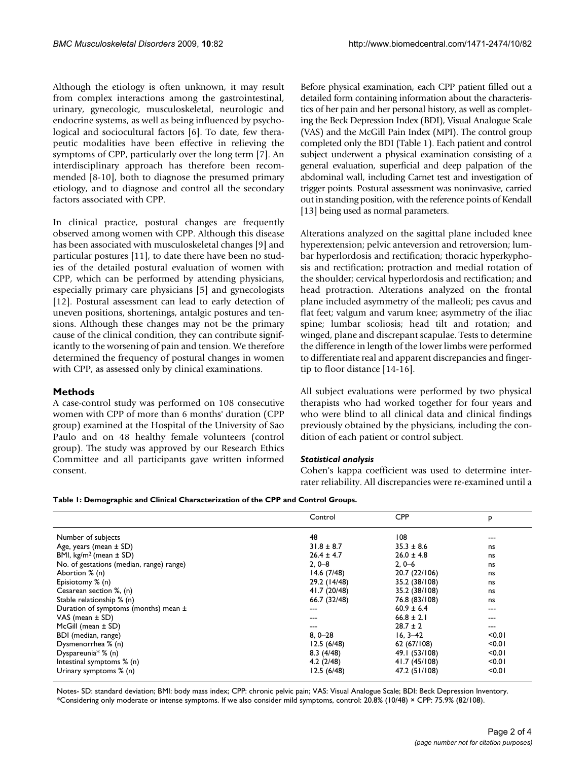Although the etiology is often unknown, it may result from complex interactions among the gastrointestinal, urinary, gynecologic, musculoskeletal, neurologic and endocrine systems, as well as being influenced by psychological and sociocultural factors [6]. To date, few therapeutic modalities have been effective in relieving the symptoms of CPP, particularly over the long term [7]. An interdisciplinary approach has therefore been recommended [8-10], both to diagnose the presumed primary etiology, and to diagnose and control all the secondary factors associated with CPP.

In clinical practice, postural changes are frequently observed among women with CPP. Although this disease has been associated with musculoskeletal changes [9] and particular postures [11], to date there have been no studies of the detailed postural evaluation of women with CPP, which can be performed by attending physicians, especially primary care physicians [5] and gynecologists [12]. Postural assessment can lead to early detection of uneven positions, shortenings, antalgic postures and tensions. Although these changes may not be the primary cause of the clinical condition, they can contribute significantly to the worsening of pain and tension. We therefore determined the frequency of postural changes in women with CPP, as assessed only by clinical examinations.

## Methods

A case-control study was performed on 108 consecutive women with CPP of more than 6 months' duration (CPP group) examined at the Hospital of the University of Sao Paulo and on 48 healthy female volunteers (control group). The study was approved by our Research Ethics Committee and all participants gave written informed consent.

Before physical examination, each CPP patient filled out a detailed form containing information about the characteristics of her pain and her personal history, as well as completing the Beck Depression Index (BDI), Visual Analogue Scale (VAS) and the McGill Pain Index (MPI). The control group completed only the BDI (Table 1). Each patient and control subject underwent a physical examination consisting of a general evaluation, superficial and deep palpation of the abdominal wall, including Carnet test and investigation of trigger points. Postural assessment was noninvasive, carried out in standing position, with the reference points of Kendall [13] being used as normal parameters.

Alterations analyzed on the sagittal plane included knee hyperextension; pelvic anteversion and retroversion; lumbar hyperlordosis and rectification; thoracic hyperkyphosis and rectification; protraction and medial rotation of the shoulder; cervical hyperlordosis and rectification; and head protraction. Alterations analyzed on the frontal plane included asymmetry of the malleoli; pes cavus and flat feet; valgum and varum knee; asymmetry of the iliac spine; lumbar scoliosis; head tilt and rotation; and winged, plane and discrepant scapulae. Tests to determine the difference in length of the lower limbs were performed to differentiate real and apparent discrepancies and fingertip to floor distance [14-16].

All subject evaluations were performed by two physical therapists who had worked together for four years and who were blind to all clinical data and clinical findings previously obtained by the physicians, including the condition of each patient or control subject.

### *Statistical analysis*

Cohen's kappa coefficient was used to determine inter-rater reliability. All discrepancies were re-examined until a

**Table 1: Demographic and Clinical Characterization of the CPP and Control Groups.**

| | Control | CPP | p |
|---|---|---|---|
| Number of subjects | 48 | 108 | --- |
| Age, years (mean ± SD) | 31.8 ± 8.7 | 35.3 ± 8.6 | ns |
| BMI, kg/m$^2$ (mean ± SD) | 26.4 ± 4.7 | 26.0 ± 4.8 | ns |
| No. of gestations (median, range) range) | 2, 0–8 | 2, 0–6 | ns |
| Abortion % (n) | 14.6 (7/48) | 20.7 (22/106) | ns |
| Episiotomy % (n) | 29.2 (14/48) | 35.2 (38/108) | ns |
| Cesarean section %, (n) | 41.7 (20/48) | 35.2 (38/108) | ns |
| Stable relationship % (n) | 66.7 (32/48) | 76.8 (83/108) | ns |
| Duration of symptoms (months) mean ± | --- | 60.9 ± 6.4 | --- |
| VAS (mean ± SD) | --- | 66.8 ± 2.1 | --- |
| McGill (mean ± SD) | --- | 28.7 ± 2 | --- |
| BDI (median, range) | 8, 0–28 | 16, 3–42 | <0.01 |
| Dysmenorrhea % (n) | 12.5 (6/48) | 62 (67/108) | <0.01 |
| Dyspareunia* % (n) | 8.3 (4/48) | 49.1 (53/108) | <0.01 |
| Intestinal symptoms % (n) | 4.2 (2/48) | 41.7 (45/108) | <0.01 |
| Urinary symptoms % (n) | 12.5 (6/48) | 47.2 (51/108) | <0.01 |

Notes- SD: standard deviation; BMI: body mass index; CPP: chronic pelvic pain; VAS: Visual Analogue Scale; BDI: Beck Depression Inventory.
*Considering only moderate or intense symptoms. If we also consider mild symptoms, control: 20.8% (10/48) × CPP: 75.9% (82/108).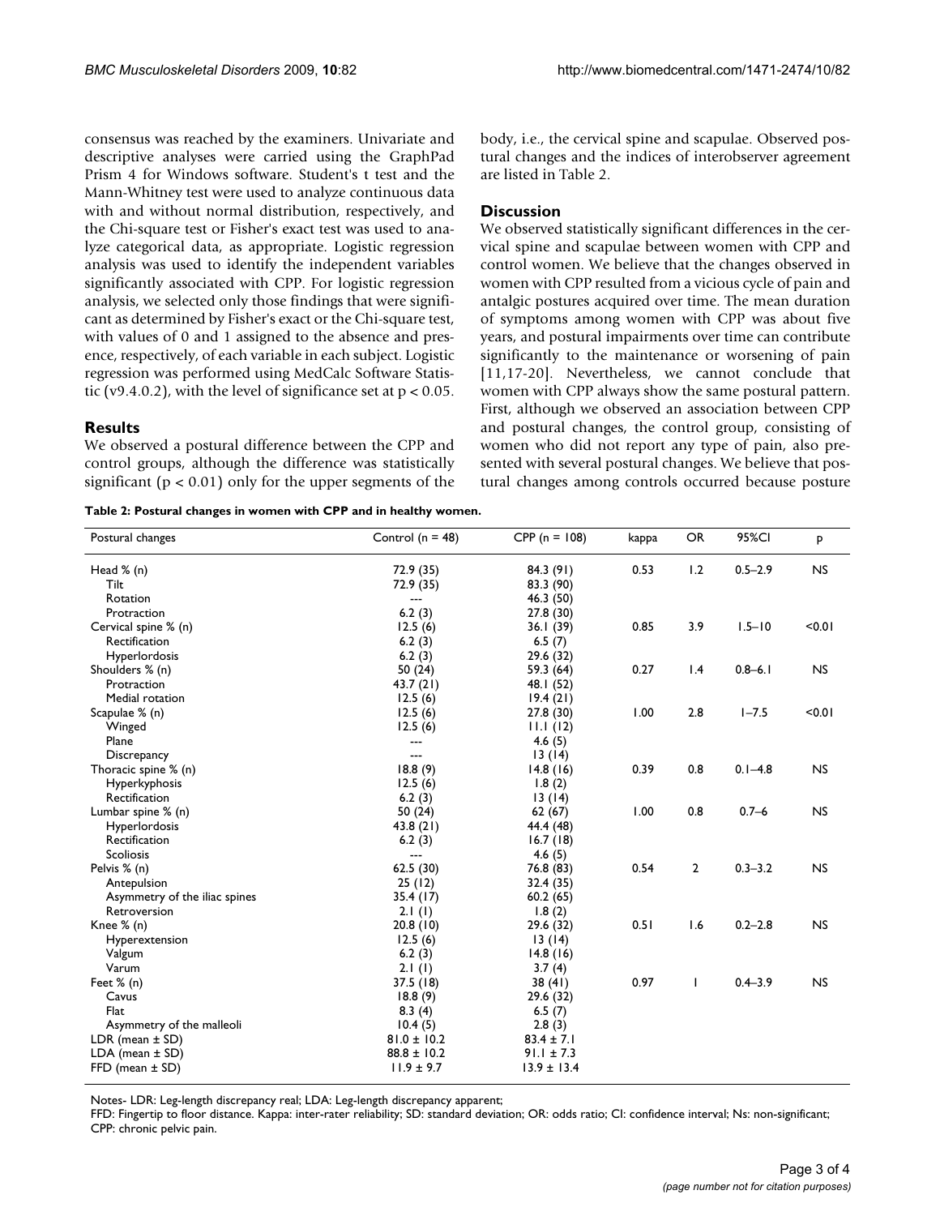consensus was reached by the examiners. Univariate and descriptive analyses were carried using the GraphPad Prism 4 for Windows software. Student's t test and the Mann-Whitney test were used to analyze continuous data with and without normal distribution, respectively, and the Chi-square test or Fisher's exact test was used to analyze categorical data, as appropriate. Logistic regression analysis was used to identify the independent variables significantly associated with CPP. For logistic regression analysis, we selected only those findings that were significant as determined by Fisher's exact or the Chi-square test, with values of 0 and 1 assigned to the absence and presence, respectively, of each variable in each subject. Logistic regression was performed using MedCalc Software Statistic (v9.4.0.2), with the level of significance set at $p < 0.05$.

## Results

We observed a postural difference between the CPP and control groups, although the difference was statistically significant ($p < 0.01$) only for the upper segments of the body, i.e., the cervical spine and scapulae. Observed postural changes and the indices of interobserver agreement are listed in Table 2.

## Discussion

We observed statistically significant differences in the cervical spine and scapulae between women with CPP and control women. We believe that the changes observed in women with CPP resulted from a vicious cycle of pain and antalgic postures acquired over time. The mean duration of symptoms among women with CPP was about five years, and postural impairments over time can contribute significantly to the maintenance or worsening of pain [11,17-20]. Nevertheless, we cannot conclude that women with CPP always show the same postural pattern. First, although we observed an association between CPP and postural changes, the control group, consisting of women who did not report any type of pain, also presented with several postural changes. We believe that postural changes among controls occurred because posture

**Table 2: Postural changes in women with CPP and in healthy women.**

| Postural changes | Control (n = 48) | CPP (n = 108) | kappa | OR | 95%CI | p |
|---|---|---|---|---|---|---|
| Head % (n) | 72.9 (35) | 84.3 (91) | 0.53 | 1.2 | 0.5–2.9 | NS |
| Tilt | 72.9 (35) | 83.3 (90) | | | | |
| Rotation | --- | 46.3 (50) | | | | |
| Protraction | 6.2 (3) | 27.8 (30) | | | | |
| Cervical spine % (n) | 12.5 (6) | 36.1 (39) | 0.85 | 3.9 | 1.5–10 | <0.01 |
| Rectification | 6.2 (3) | 6.5 (7) | | | | |
| Hyperlordosis | 6.2 (3) | 29.6 (32) | | | | |
| Shoulders % (n) | 50 (24) | 59.3 (64) | 0.27 | 1.4 | 0.8–6.1 | NS |
| Protraction | 43.7 (21) | 48.1 (52) | | | | |
| Medial rotation | 12.5 (6) | 19.4 (21) | | | | |
| Scapulae % (n) | 12.5 (6) | 27.8 (30) | 1.00 | 2.8 | 1–7.5 | <0.01 |
| Winged | 12.5 (6) | 11.1 (12) | | | | |
| Plane | --- | 4.6 (5) | | | | |
| Discrepancy | --- | 13 (14) | | | | |
| Thoracic spine % (n) | 18.8 (9) | 14.8 (16) | 0.39 | 0.8 | 0.1–4.8 | NS |
| Hyperkyphosis | 12.5 (6) | 1.8 (2) | | | | |
| Rectification | 6.2 (3) | 13 (14) | | | | |
| Lumbar spine % (n) | 50 (24) | 62 (67) | 1.00 | 0.8 | 0.7–6 | NS |
| Hyperlordosis | 43.8 (21) | 44.4 (48) | | | | |
| Rectification | 6.2 (3) | 16.7 (18) | | | | |
| Scoliosis | --- | 4.6 (5) | | | | |
| Pelvis % (n) | 62.5 (30) | 76.8 (83) | 0.54 | 2 | 0.3–3.2 | NS |
| Antepulsion | 25 (12) | 32.4 (35) | | | | |
| Asymmetry of the iliac spines | 35.4 (17) | 60.2 (65) | | | | |
| Retroversion | 2.1 (1) | 1.8 (2) | | | | |
| Knee % (n) | 20.8 (10) | 29.6 (32) | 0.51 | 1.6 | 0.2–2.8 | NS |
| Hyperextension | 12.5 (6) | 13 (14) | | | | |
| Valgum | 6.2 (3) | 14.8 (16) | | | | |
| Varum | 2.1 (1) | 3.7 (4) | | | | |
| Feet % (n) | 37.5 (18) | 38 (41) | 0.97 | 1 | 0.4–3.9 | NS |
| Cavus | 18.8 (9) | 29.6 (32) | | | | |
| Flat | 8.3 (4) | 6.5 (7) | | | | |
| Asymmetry of the malleoli | 10.4 (5) | 2.8 (3) | | | | |
| LDR (mean ± SD) | 81.0 ± 10.2 | 83.4 ± 7.1 | | | | |
| LDA (mean ± SD) | 88.8 ± 10.2 | 91.1 ± 7.3 | | | | |
| FFD (mean ± SD) | 11.9 ± 9.7 | 13.9 ± 13.4 | | | | |

Notes- LDR: Leg-length discrepancy real; LDA: Leg-length discrepancy apparent;
FFD: Fingertip to floor distance. Kappa: inter-rater reliability; SD: standard deviation; OR: odds ratio; CI: confidence interval; Ns: non-significant; CPP: chronic pelvic pain.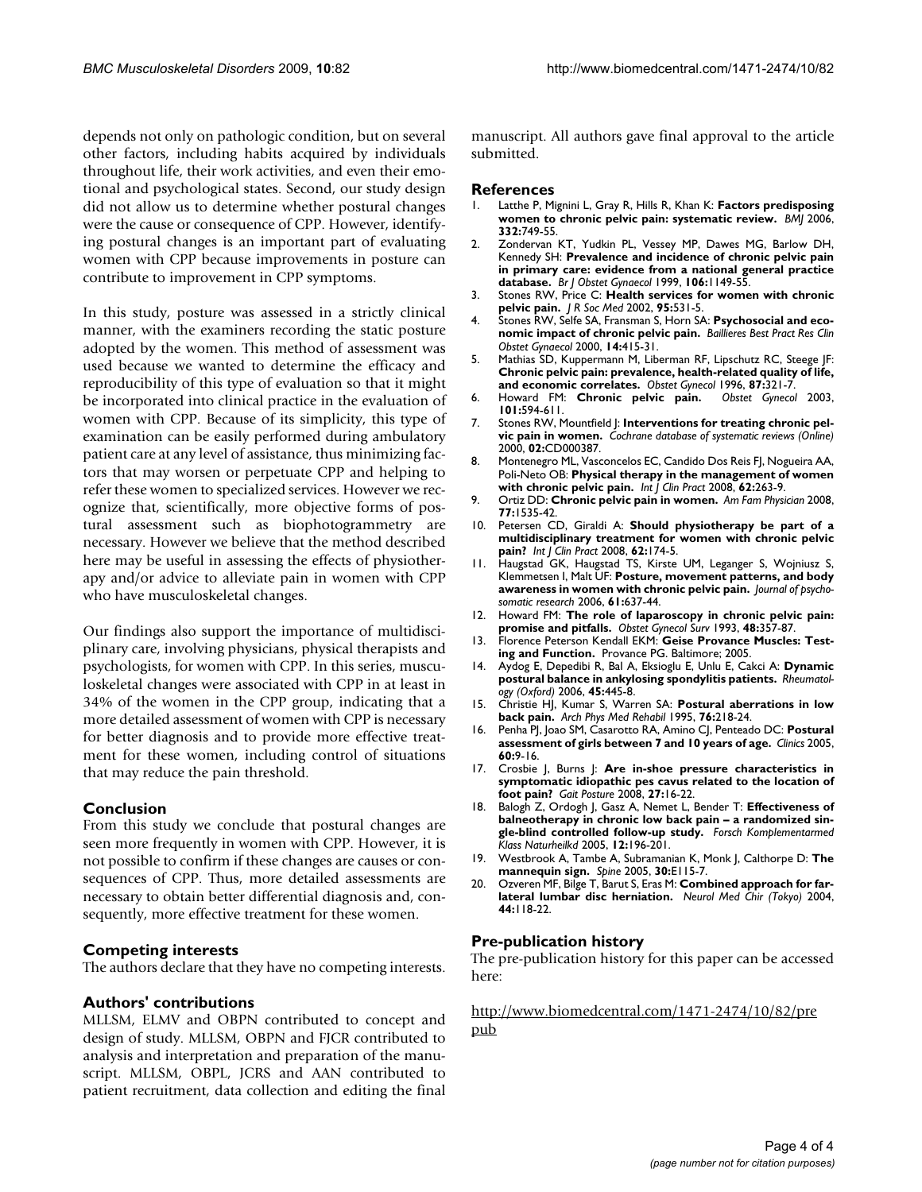depends not only on pathologic condition, but on several other factors, including habits acquired by individuals throughout life, their work activities, and even their emotional and psychological states. Second, our study design did not allow us to determine whether postural changes were the cause or consequence of CPP. However, identifying postural changes is an important part of evaluating women with CPP because improvements in posture can contribute to improvement in CPP symptoms.

In this study, posture was assessed in a strictly clinical manner, with the examiners recording the static posture adopted by the women. This method of assessment was used because we wanted to determine the efficacy and reproducibility of this type of evaluation so that it might be incorporated into clinical practice in the evaluation of women with CPP. Because of its simplicity, this type of examination can be easily performed during ambulatory patient care at any level of assistance, thus minimizing factors that may worsen or perpetuate CPP and helping to refer these women to specialized services. However we recognize that, scientifically, more objective forms of postural assessment such as biophotogrammetry are necessary. However we believe that the method described here may be useful in assessing the effects of physiotherapy and/or advice to alleviate pain in women with CPP who have musculoskeletal changes.

Our findings also support the importance of multidisciplinary care, involving physicians, physical therapists and psychologists, for women with CPP. In this series, musculoskeletal changes were associated with CPP in at least in 34% of the women in the CPP group, indicating that a more detailed assessment of women with CPP is necessary for better diagnosis and to provide more effective treatment for these women, including control of situations that may reduce the pain threshold.

## Conclusion

From this study we conclude that postural changes are seen more frequently in women with CPP. However, it is not possible to confirm if these changes are causes or consequences of CPP. Thus, more detailed assessments are necessary to obtain better differential diagnosis and, consequently, more effective treatment for these women.

## Competing interests

The authors declare that they have no competing interests.

## Authors' contributions

MLLSM, ELMV and OBPN contributed to concept and design of study. MLLSM, OBPN and FJCR contributed to analysis and interpretation and preparation of the manuscript. MLLSM, OBPL, JCRS and AAN contributed to patient recruitment, data collection and editing the final manuscript. All authors gave final approval to the article submitted.

## References

1. Latthe P, Mignini L, Gray R, Hills R, Khan K: **Factors predisposing women to chronic pelvic pain: systematic review.** *BMJ* 2006, **332:**749-55.
2. Zondervan KT, Yudkin PL, Vessey MP, Dawes MG, Barlow DH, Kennedy SH: **Prevalence and incidence of chronic pelvic pain in primary care: evidence from a national general practice database.** *Br J Obstet Gynaecol* 1999, **106:**1149-55.
3. Stones RW, Price C: **Health services for women with chronic pelvic pain.** *J R Soc Med* 2002, **95:**531-5.
4. Stones RW, Selfe SA, Fransman S, Horn SA: **Psychosocial and economic impact of chronic pelvic pain.** *Baillieres Best Pract Res Clin Obstet Gynaecol* 2000, **14:**415-31.
5. Mathias SD, Kuppermann M, Liberman RF, Lipschutz RC, Steege JF: **Chronic pelvic pain: prevalence, health-related quality of life, and economic correlates.** *Obstet Gynecol* 1996, **87:**321-7.
6. Howard FM: **Chronic pelvic pain.** *Obstet Gynecol* 2003, **101:**594-611.
7. Stones RW, Mountfield J: **Interventions for treating chronic pelvic pain in women.** *Cochrane database of systematic reviews (Online)* 2000, **02:**CD000387.
8. Montenegro ML, Vasconcelos EC, Candido Dos Reis FJ, Nogueira AA, Poli-Neto OB: **Physical therapy in the management of women with chronic pelvic pain.** *Int J Clin Pract* 2008, **62:**263-9.
9. Ortiz DD: **Chronic pelvic pain in women.** *Am Fam Physician* 2008, **77:**1535-42.
10. Petersen CD, Giraldi A: **Should physiotherapy be part of a multidisciplinary treatment for women with chronic pelvic pain?** *Int J Clin Pract* 2008, **62:**174-5.
11. Haugstad GK, Haugstad TS, Kirste UM, Leganger S, Wojniusz S, Klemmetsen I, Malt UF: **Posture, movement patterns, and body awareness in women with chronic pelvic pain.** *Journal of psychosomatic research* 2006, **61:**637-44.
12. Howard FM: **The role of laparoscopy in chronic pelvic pain: promise and pitfalls.** *Obstet Gynecol Surv* 1993, **48:**357-87.
13. Florence Peterson Kendall EKM: **Geise Provance Muscles: Testing and Function.** Provance PG. Baltimore; 2005.
14. Aydog E, Depedibi R, Bal A, Eksioglu E, Unlu E, Cakci A: **Dynamic postural balance in ankylosing spondylitis patients.** *Rheumatology (Oxford)* 2006, **45:**445-8.
15. Christie HJ, Kumar S, Warren SA: **Postural aberrations in low back pain.** *Arch Phys Med Rehabil* 1995, **76:**218-24.
16. Penha PJ, Joao SM, Casarotto RA, Amino CJ, Penteado DC: **Postural assessment of girls between 7 and 10 years of age.** *Clinics* 2005, **60:**9-16.
17. Crosbie J, Burns J: **Are in-shoe pressure characteristics in symptomatic idiopathic pes cavus related to the location of foot pain?** *Gait Posture* 2008, **27:**16-22.
18. Balogh Z, Ordogh J, Gasz A, Nemet L, Bender T: **Effectiveness of balneotherapy in chronic low back pain – a randomized single-blind controlled follow-up study.** *Forsch Komplementarmed Klass Naturheilkd* 2005, **12:**196-201.
19. Westbrook A, Tambe A, Subramanian K, Monk J, Calthorpe D: **The mannequin sign.** *Spine* 2005, **30:**E115-7.
20. Ozveren MF, Bilge T, Barut S, Eras M: **Combined approach for far-lateral lumbar disc herniation.** *Neurol Med Chir (Tokyo)* 2004, **44:**118-22.

## Pre-publication history

The pre-publication history for this paper can be accessed here:

http://www.biomedcentral.com/1471-2474/10/82/prepub